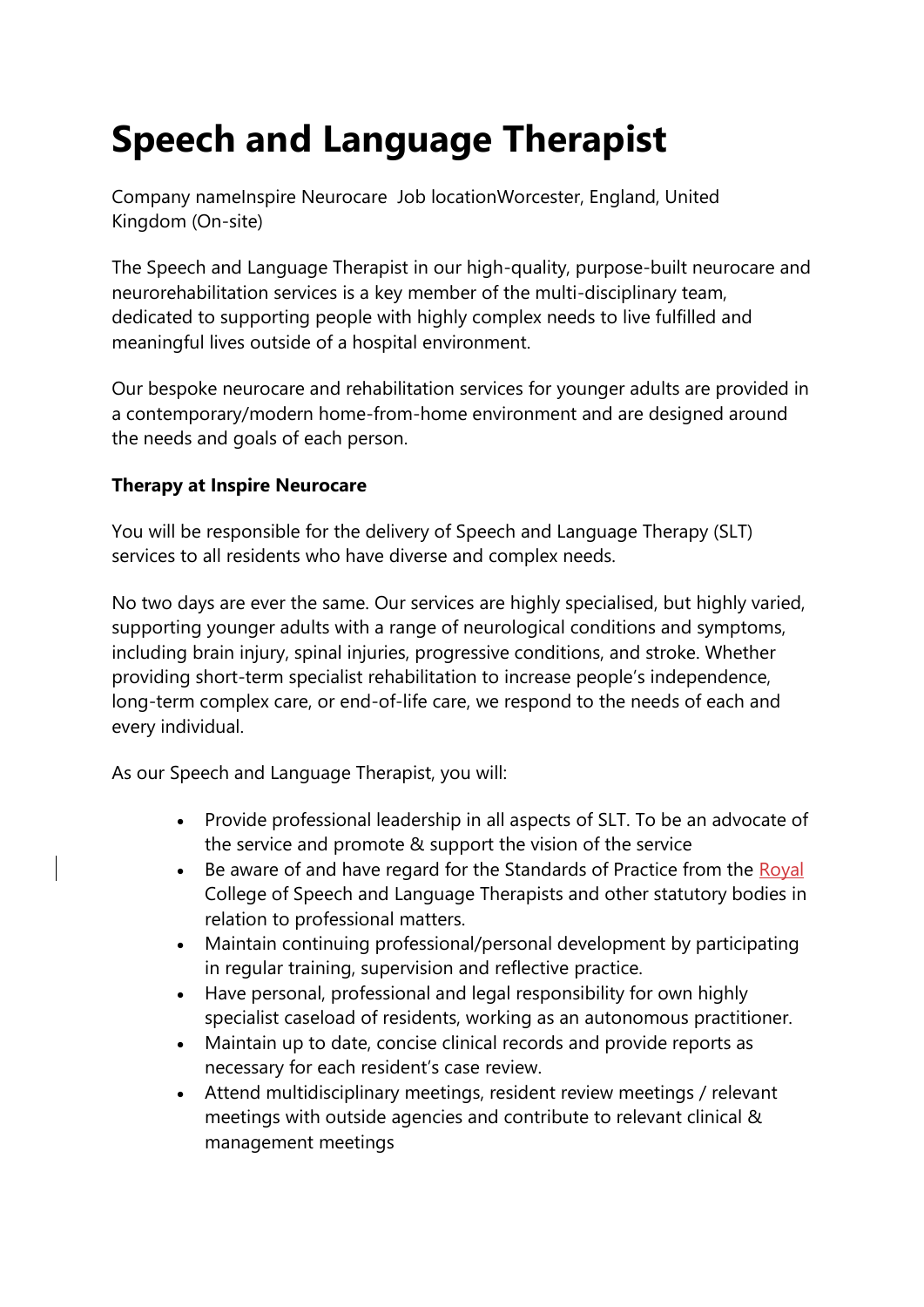# Speech and Language Therapist

Company nameInspire Neurocare  Job locationWorcester, England, United Kingdom (On-site)

The Speech and Language Therapist in our high-quality, purpose-built neurocare and neurorehabilitation services is a key member of the multi-disciplinary team, dedicated to supporting people with highly complex needs to live fulfilled and meaningful lives outside of a hospital environment.

Our bespoke neurocare and rehabilitation services for younger adults are provided in a contemporary/modern home-from-home environment and are designed around the needs and goals of each person.

**Therapy at Inspire Neurocare**

You will be responsible for the delivery of Speech and Language Therapy (SLT) services to all residents who have diverse and complex needs.

No two days are ever the same. Our services are highly specialised, but highly varied, supporting younger adults with a range of neurological conditions and symptoms, including brain injury, spinal injuries, progressive conditions, and stroke. Whether providing short-term specialist rehabilitation to increase people's independence, long-term complex care, or end-of-life care, we respond to the needs of each and every individual.

As our Speech and Language Therapist, you will:

- Provide professional leadership in all aspects of SLT. To be an advocate of the service and promote & support the vision of the service
- Be aware of and have regard for the Standards of Practice from the Royal College of Speech and Language Therapists and other statutory bodies in relation to professional matters.
- Maintain continuing professional/personal development by participating in regular training, supervision and reflective practice.
- Have personal, professional and legal responsibility for own highly specialist caseload of residents, working as an autonomous practitioner.
- Maintain up to date, concise clinical records and provide reports as necessary for each resident's case review.
- Attend multidisciplinary meetings, resident review meetings / relevant meetings with outside agencies and contribute to relevant clinical & management meetings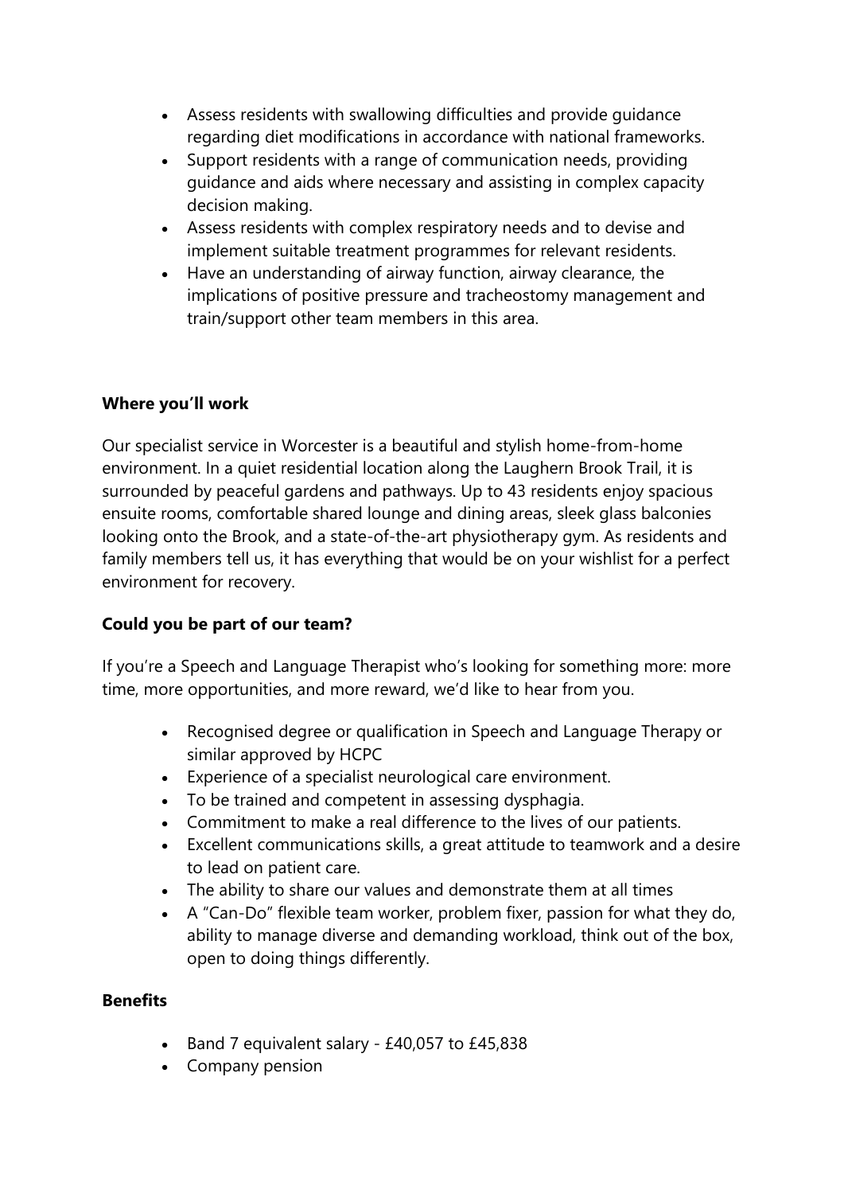- Assess residents with swallowing difficulties and provide guidance regarding diet modifications in accordance with national frameworks.
- Support residents with a range of communication needs, providing guidance and aids where necessary and assisting in complex capacity decision making.
- Assess residents with complex respiratory needs and to devise and implement suitable treatment programmes for relevant residents.
- Have an understanding of airway function, airway clearance, the implications of positive pressure and tracheostomy management and train/support other team members in this area.

**Where you'll work**

Our specialist service in Worcester is a beautiful and stylish home-from-home environment. In a quiet residential location along the Laughern Brook Trail, it is surrounded by peaceful gardens and pathways. Up to 43 residents enjoy spacious ensuite rooms, comfortable shared lounge and dining areas, sleek glass balconies looking onto the Brook, and a state-of-the-art physiotherapy gym. As residents and family members tell us, it has everything that would be on your wishlist for a perfect environment for recovery.

**Could you be part of our team?**

If you're a Speech and Language Therapist who's looking for something more: more time, more opportunities, and more reward, we'd like to hear from you.

- Recognised degree or qualification in Speech and Language Therapy or similar approved by HCPC
- Experience of a specialist neurological care environment.
- To be trained and competent in assessing dysphagia.
- Commitment to make a real difference to the lives of our patients.
- Excellent communications skills, a great attitude to teamwork and a desire to lead on patient care.
- The ability to share our values and demonstrate them at all times
- A "Can-Do" flexible team worker, problem fixer, passion for what they do, ability to manage diverse and demanding workload, think out of the box, open to doing things differently.

**Benefits**

- Band 7 equivalent salary - £40,057 to £45,838
- Company pension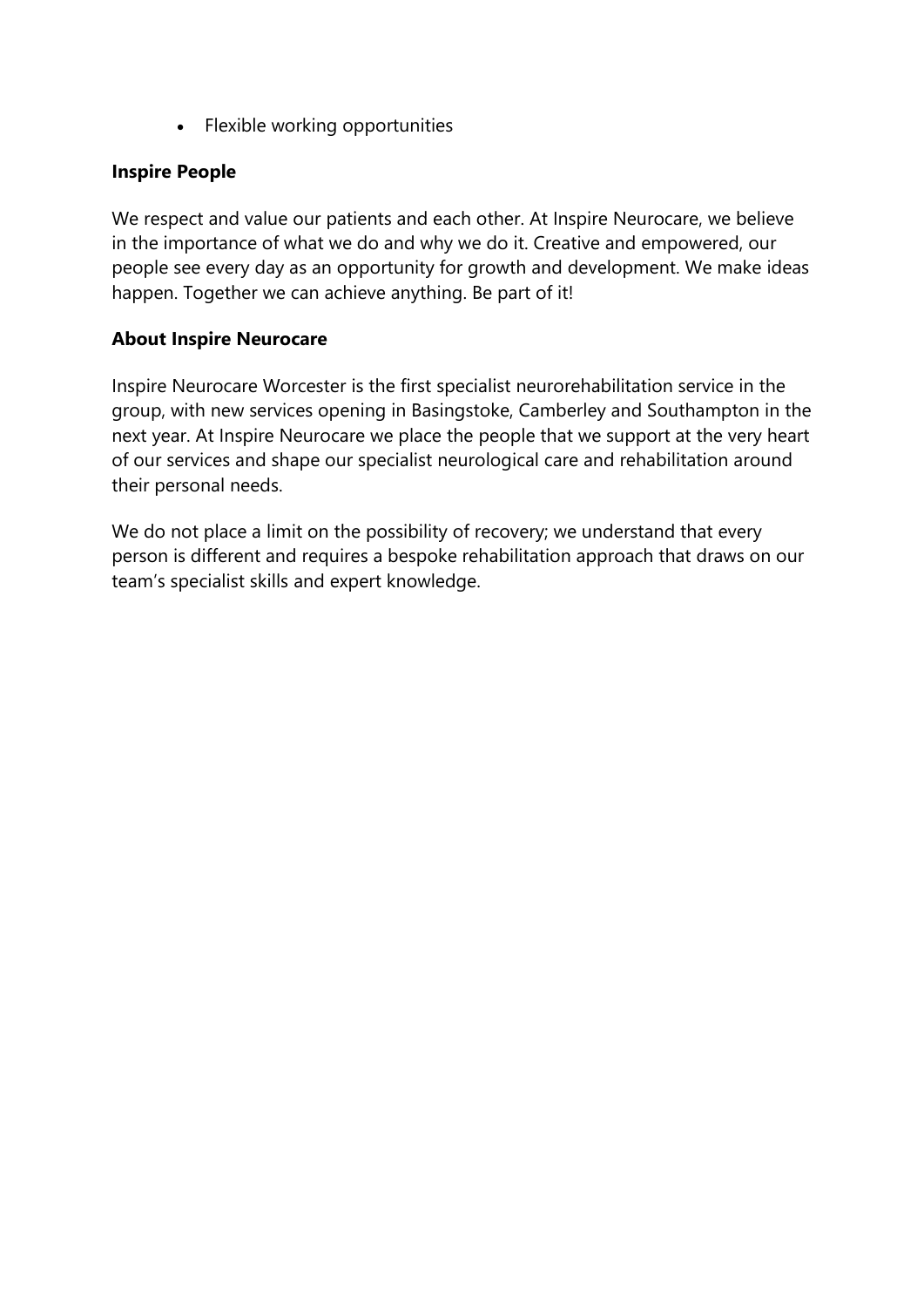- Flexible working opportunities

**Inspire People**

We respect and value our patients and each other. At Inspire Neurocare, we believe in the importance of what we do and why we do it. Creative and empowered, our people see every day as an opportunity for growth and development. We make ideas happen. Together we can achieve anything. Be part of it!

**About Inspire Neurocare**

Inspire Neurocare Worcester is the first specialist neurorehabilitation service in the group, with new services opening in Basingstoke, Camberley and Southampton in the next year. At Inspire Neurocare we place the people that we support at the very heart of our services and shape our specialist neurological care and rehabilitation around their personal needs.

We do not place a limit on the possibility of recovery; we understand that every person is different and requires a bespoke rehabilitation approach that draws on our team's specialist skills and expert knowledge.